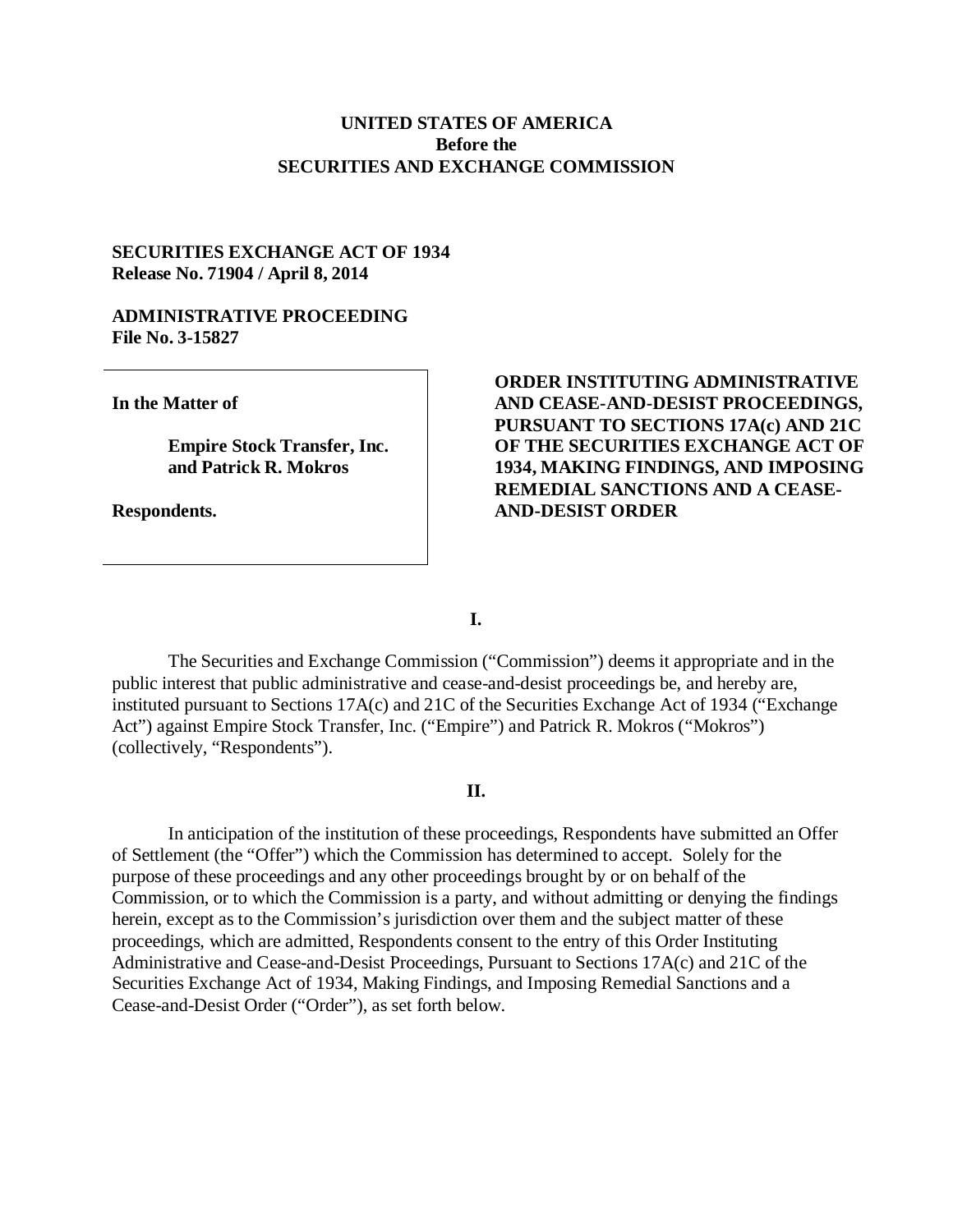**UNITED STATES OF AMERICA**
**Before the**
**SECURITIES AND EXCHANGE COMMISSION**

**SECURITIES EXCHANGE ACT OF 1934**
**Release No. 71904 / April 8, 2014**

**ADMINISTRATIVE PROCEEDING**
**File No. 3-15827**

**In the Matter of**

**Empire Stock Transfer, Inc. and Patrick R. Mokros**

**Respondents.**

**ORDER INSTITUTING ADMINISTRATIVE AND CEASE-AND-DESIST PROCEEDINGS, PURSUANT TO SECTIONS 17A(c) AND 21C OF THE SECURITIES EXCHANGE ACT OF 1934, MAKING FINDINGS, AND IMPOSING REMEDIAL SANCTIONS AND A CEASE-AND-DESIST ORDER**

## I.

The Securities and Exchange Commission ("Commission") deems it appropriate and in the public interest that public administrative and cease-and-desist proceedings be, and hereby are, instituted pursuant to Sections 17A(c) and 21C of the Securities Exchange Act of 1934 ("Exchange Act") against Empire Stock Transfer, Inc. ("Empire") and Patrick R. Mokros ("Mokros") (collectively, "Respondents").

## II.

In anticipation of the institution of these proceedings, Respondents have submitted an Offer of Settlement (the "Offer") which the Commission has determined to accept. Solely for the purpose of these proceedings and any other proceedings brought by or on behalf of the Commission, or to which the Commission is a party, and without admitting or denying the findings herein, except as to the Commission's jurisdiction over them and the subject matter of these proceedings, which are admitted, Respondents consent to the entry of this Order Instituting Administrative and Cease-and-Desist Proceedings, Pursuant to Sections 17A(c) and 21C of the Securities Exchange Act of 1934, Making Findings, and Imposing Remedial Sanctions and a Cease-and-Desist Order ("Order"), as set forth below.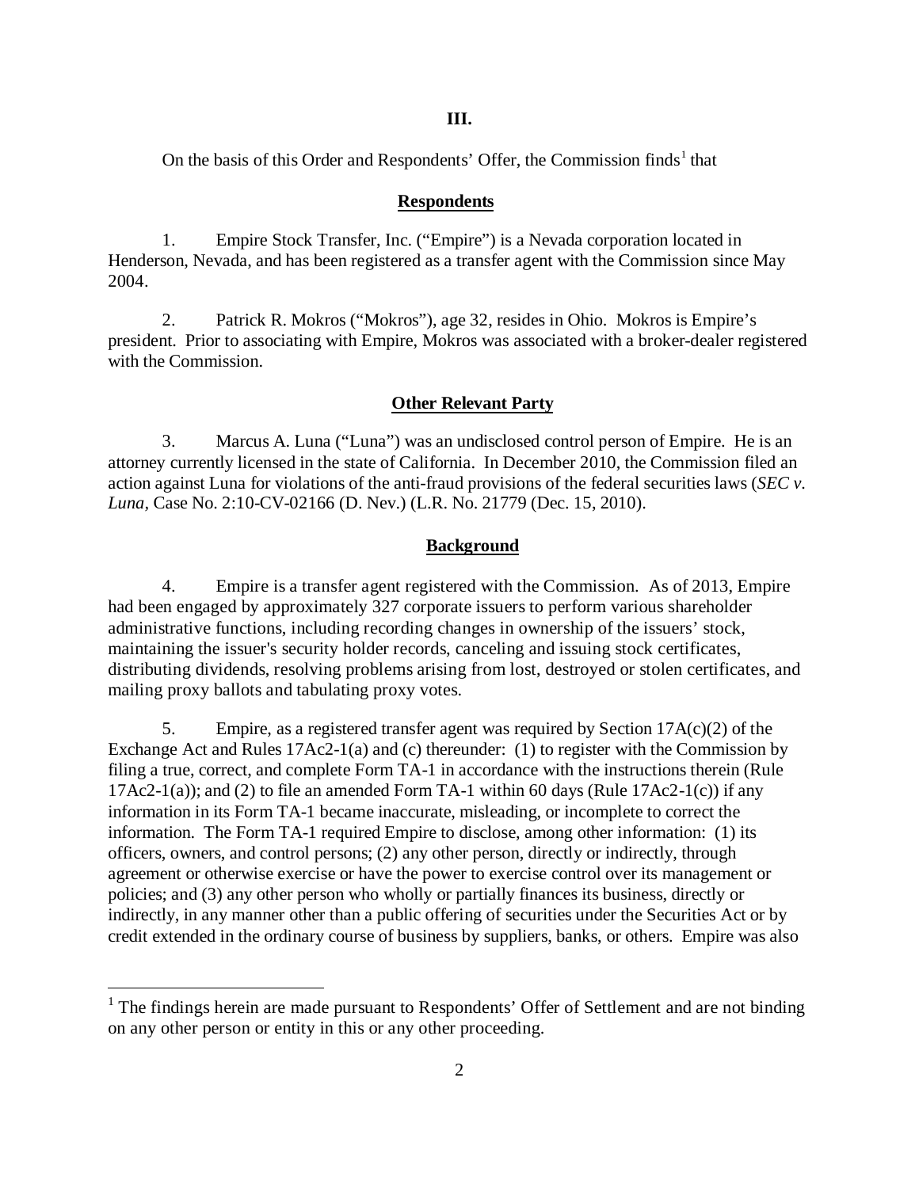## III.

On the basis of this Order and Respondents' Offer, the Commission finds[1] that

### **Respondents**

1. Empire Stock Transfer, Inc. ("Empire") is a Nevada corporation located in Henderson, Nevada, and has been registered as a transfer agent with the Commission since May 2004.

2. Patrick R. Mokros ("Mokros"), age 32, resides in Ohio. Mokros is Empire's president. Prior to associating with Empire, Mokros was associated with a broker-dealer registered with the Commission.

### **Other Relevant Party**

3. Marcus A. Luna ("Luna") was an undisclosed control person of Empire. He is an attorney currently licensed in the state of California. In December 2010, the Commission filed an action against Luna for violations of the anti-fraud provisions of the federal securities laws (*SEC v. Luna*, Case No. 2:10-CV-02166 (D. Nev.) (L.R. No. 21779 (Dec. 15, 2010).

### **Background**

4. Empire is a transfer agent registered with the Commission. As of 2013, Empire had been engaged by approximately 327 corporate issuers to perform various shareholder administrative functions, including recording changes in ownership of the issuers' stock, maintaining the issuer's security holder records, canceling and issuing stock certificates, distributing dividends, resolving problems arising from lost, destroyed or stolen certificates, and mailing proxy ballots and tabulating proxy votes.

5. Empire, as a registered transfer agent was required by Section 17A(c)(2) of the Exchange Act and Rules 17Ac2-1(a) and (c) thereunder: (1) to register with the Commission by filing a true, correct, and complete Form TA-1 in accordance with the instructions therein (Rule 17Ac2-1(a)); and (2) to file an amended Form TA-1 within 60 days (Rule 17Ac2-1(c)) if any information in its Form TA-1 became inaccurate, misleading, or incomplete to correct the information. The Form TA-1 required Empire to disclose, among other information: (1) its officers, owners, and control persons; (2) any other person, directly or indirectly, through agreement or otherwise exercise or have the power to exercise control over its management or policies; and (3) any other person who wholly or partially finances its business, directly or indirectly, in any manner other than a public offering of securities under the Securities Act or by credit extended in the ordinary course of business by suppliers, banks, or others. Empire was also

[1] The findings herein are made pursuant to Respondents' Offer of Settlement and are not binding on any other person or entity in this or any other proceeding.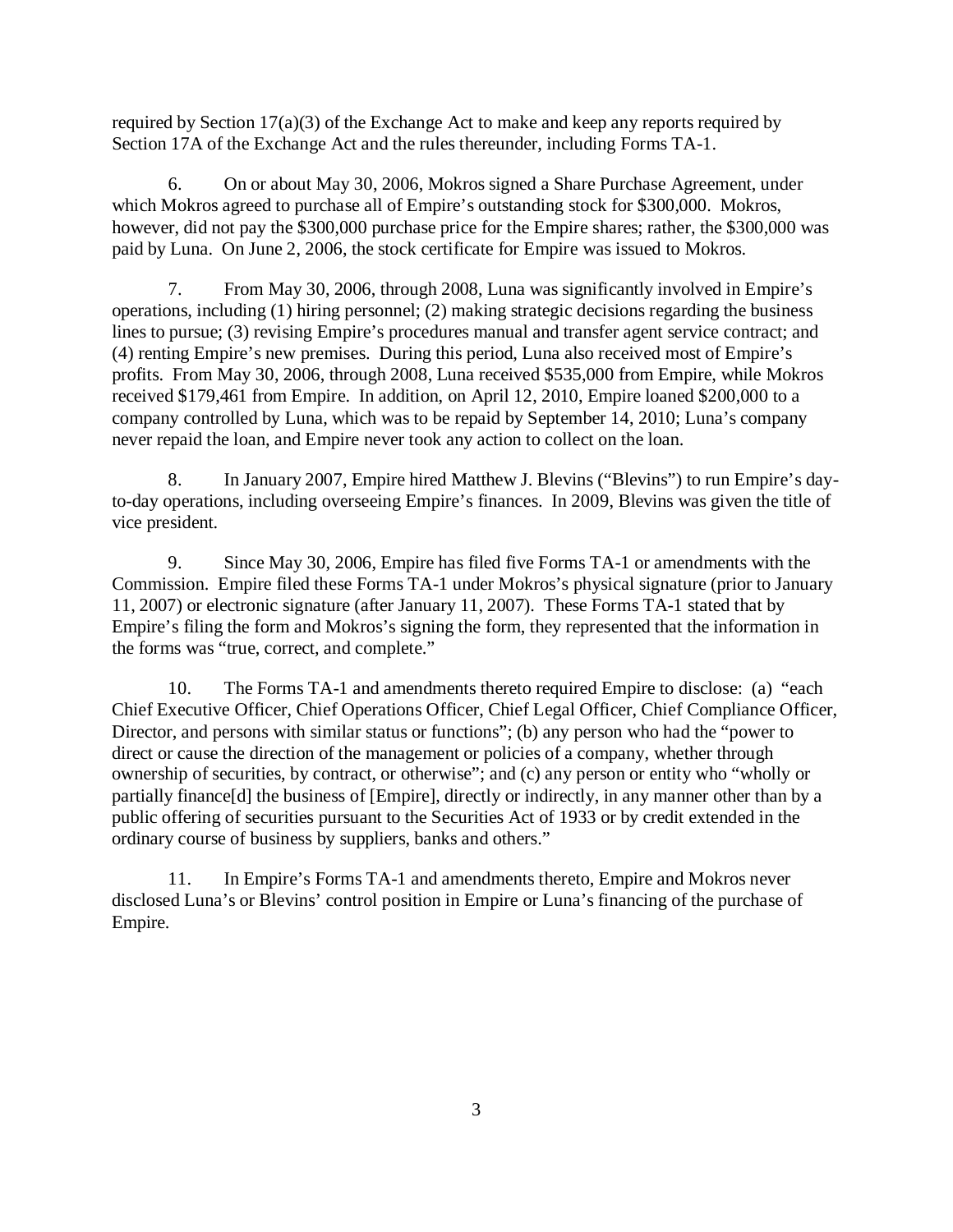required by Section 17(a)(3) of the Exchange Act to make and keep any reports required by Section 17A of the Exchange Act and the rules thereunder, including Forms TA-1.

6. On or about May 30, 2006, Mokros signed a Share Purchase Agreement, under which Mokros agreed to purchase all of Empire's outstanding stock for $300,000. Mokros, however, did not pay the $300,000 purchase price for the Empire shares; rather, the $300,000 was paid by Luna. On June 2, 2006, the stock certificate for Empire was issued to Mokros.

7. From May 30, 2006, through 2008, Luna was significantly involved in Empire's operations, including (1) hiring personnel; (2) making strategic decisions regarding the business lines to pursue; (3) revising Empire's procedures manual and transfer agent service contract; and (4) renting Empire's new premises. During this period, Luna also received most of Empire's profits. From May 30, 2006, through 2008, Luna received $535,000 from Empire, while Mokros received $179,461 from Empire. In addition, on April 12, 2010, Empire loaned $200,000 to a company controlled by Luna, which was to be repaid by September 14, 2010; Luna's company never repaid the loan, and Empire never took any action to collect on the loan.

8. In January 2007, Empire hired Matthew J. Blevins ("Blevins") to run Empire's day-to-day operations, including overseeing Empire's finances. In 2009, Blevins was given the title of vice president.

9. Since May 30, 2006, Empire has filed five Forms TA-1 or amendments with the Commission. Empire filed these Forms TA-1 under Mokros's physical signature (prior to January 11, 2007) or electronic signature (after January 11, 2007). These Forms TA-1 stated that by Empire's filing the form and Mokros's signing the form, they represented that the information in the forms was "true, correct, and complete."

10. The Forms TA-1 and amendments thereto required Empire to disclose: (a) "each Chief Executive Officer, Chief Operations Officer, Chief Legal Officer, Chief Compliance Officer, Director, and persons with similar status or functions"; (b) any person who had the "power to direct or cause the direction of the management or policies of a company, whether through ownership of securities, by contract, or otherwise"; and (c) any person or entity who "wholly or partially finance[d] the business of [Empire], directly or indirectly, in any manner other than by a public offering of securities pursuant to the Securities Act of 1933 or by credit extended in the ordinary course of business by suppliers, banks and others."

11. In Empire's Forms TA-1 and amendments thereto, Empire and Mokros never disclosed Luna's or Blevins' control position in Empire or Luna's financing of the purchase of Empire.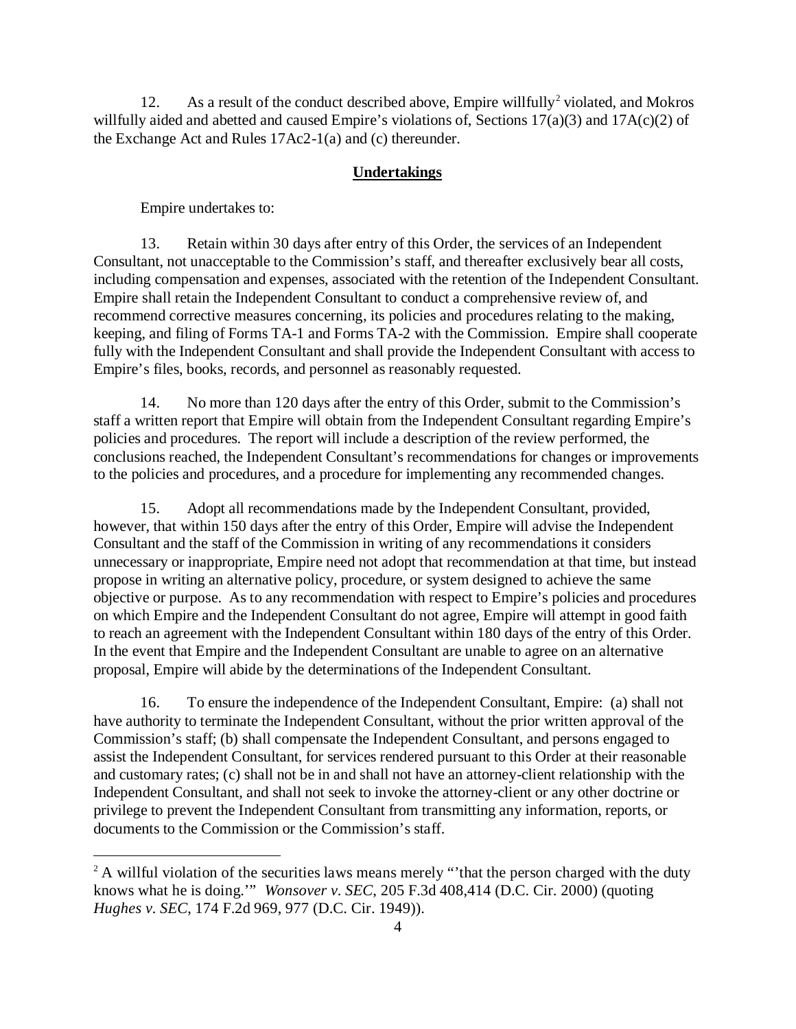12. As a result of the conduct described above, Empire willfully[2] violated, and Mokros willfully aided and abetted and caused Empire's violations of, Sections 17(a)(3) and 17A(c)(2) of the Exchange Act and Rules 17Ac2-1(a) and (c) thereunder.

**Undertakings**

Empire undertakes to:

13. Retain within 30 days after entry of this Order, the services of an Independent Consultant, not unacceptable to the Commission's staff, and thereafter exclusively bear all costs, including compensation and expenses, associated with the retention of the Independent Consultant. Empire shall retain the Independent Consultant to conduct a comprehensive review of, and recommend corrective measures concerning, its policies and procedures relating to the making, keeping, and filing of Forms TA-1 and Forms TA-2 with the Commission. Empire shall cooperate fully with the Independent Consultant and shall provide the Independent Consultant with access to Empire's files, books, records, and personnel as reasonably requested.

14. No more than 120 days after the entry of this Order, submit to the Commission's staff a written report that Empire will obtain from the Independent Consultant regarding Empire's policies and procedures. The report will include a description of the review performed, the conclusions reached, the Independent Consultant's recommendations for changes or improvements to the policies and procedures, and a procedure for implementing any recommended changes.

15. Adopt all recommendations made by the Independent Consultant, provided, however, that within 150 days after the entry of this Order, Empire will advise the Independent Consultant and the staff of the Commission in writing of any recommendations it considers unnecessary or inappropriate, Empire need not adopt that recommendation at that time, but instead propose in writing an alternative policy, procedure, or system designed to achieve the same objective or purpose. As to any recommendation with respect to Empire's policies and procedures on which Empire and the Independent Consultant do not agree, Empire will attempt in good faith to reach an agreement with the Independent Consultant within 180 days of the entry of this Order. In the event that Empire and the Independent Consultant are unable to agree on an alternative proposal, Empire will abide by the determinations of the Independent Consultant.

16. To ensure the independence of the Independent Consultant, Empire: (a) shall not have authority to terminate the Independent Consultant, without the prior written approval of the Commission's staff; (b) shall compensate the Independent Consultant, and persons engaged to assist the Independent Consultant, for services rendered pursuant to this Order at their reasonable and customary rates; (c) shall not be in and shall not have an attorney-client relationship with the Independent Consultant, and shall not seek to invoke the attorney-client or any other doctrine or privilege to prevent the Independent Consultant from transmitting any information, reports, or documents to the Commission or the Commission's staff.

---

[2] A willful violation of the securities laws means merely "'that the person charged with the duty knows what he is doing.'" *Wonsover v. SEC*, 205 F.3d 408,414 (D.C. Cir. 2000) (quoting *Hughes v. SEC*, 174 F.2d 969, 977 (D.C. Cir. 1949)).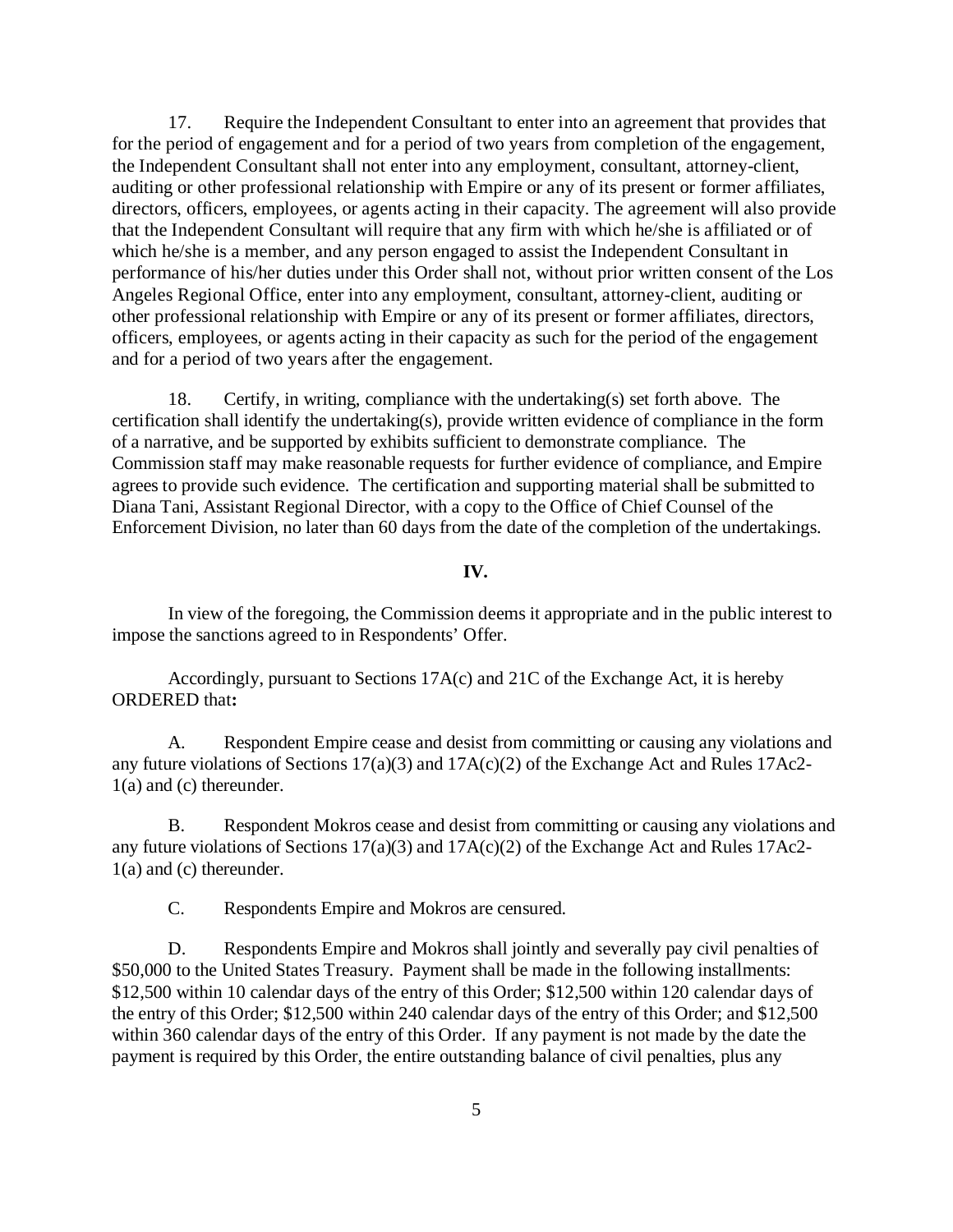17. Require the Independent Consultant to enter into an agreement that provides that for the period of engagement and for a period of two years from completion of the engagement, the Independent Consultant shall not enter into any employment, consultant, attorney-client, auditing or other professional relationship with Empire or any of its present or former affiliates, directors, officers, employees, or agents acting in their capacity. The agreement will also provide that the Independent Consultant will require that any firm with which he/she is affiliated or of which he/she is a member, and any person engaged to assist the Independent Consultant in performance of his/her duties under this Order shall not, without prior written consent of the Los Angeles Regional Office, enter into any employment, consultant, attorney-client, auditing or other professional relationship with Empire or any of its present or former affiliates, directors, officers, employees, or agents acting in their capacity as such for the period of the engagement and for a period of two years after the engagement.

18. Certify, in writing, compliance with the undertaking(s) set forth above. The certification shall identify the undertaking(s), provide written evidence of compliance in the form of a narrative, and be supported by exhibits sufficient to demonstrate compliance. The Commission staff may make reasonable requests for further evidence of compliance, and Empire agrees to provide such evidence. The certification and supporting material shall be submitted to Diana Tani, Assistant Regional Director, with a copy to the Office of Chief Counsel of the Enforcement Division, no later than 60 days from the date of the completion of the undertakings.

**IV.**

In view of the foregoing, the Commission deems it appropriate and in the public interest to impose the sanctions agreed to in Respondents' Offer.

Accordingly, pursuant to Sections 17A(c) and 21C of the Exchange Act, it is hereby ORDERED that**:**

A. Respondent Empire cease and desist from committing or causing any violations and any future violations of Sections 17(a)(3) and 17A(c)(2) of the Exchange Act and Rules 17Ac2-1(a) and (c) thereunder.

B. Respondent Mokros cease and desist from committing or causing any violations and any future violations of Sections 17(a)(3) and 17A(c)(2) of the Exchange Act and Rules 17Ac2-1(a) and (c) thereunder.

C. Respondents Empire and Mokros are censured.

D. Respondents Empire and Mokros shall jointly and severally pay civil penalties of $50,000 to the United States Treasury. Payment shall be made in the following installments: $12,500 within 10 calendar days of the entry of this Order; $12,500 within 120 calendar days of the entry of this Order; $12,500 within 240 calendar days of the entry of this Order; and $12,500 within 360 calendar days of the entry of this Order. If any payment is not made by the date the payment is required by this Order, the entire outstanding balance of civil penalties, plus any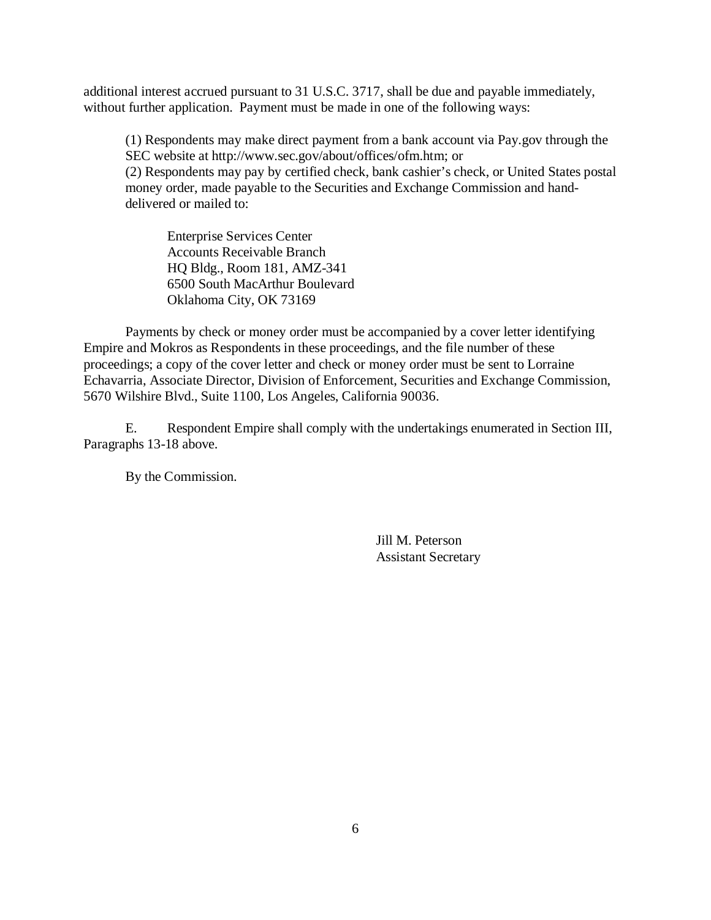additional interest accrued pursuant to 31 U.S.C. 3717, shall be due and payable immediately, without further application. Payment must be made in one of the following ways:

(1) Respondents may make direct payment from a bank account via Pay.gov through the SEC website at http://www.sec.gov/about/offices/ofm.htm; or
(2) Respondents may pay by certified check, bank cashier's check, or United States postal money order, made payable to the Securities and Exchange Commission and hand-delivered or mailed to:

> Enterprise Services Center
> Accounts Receivable Branch
> HQ Bldg., Room 181, AMZ-341
> 6500 South MacArthur Boulevard
> Oklahoma City, OK 73169

Payments by check or money order must be accompanied by a cover letter identifying Empire and Mokros as Respondents in these proceedings, and the file number of these proceedings; a copy of the cover letter and check or money order must be sent to Lorraine Echavarria, Associate Director, Division of Enforcement, Securities and Exchange Commission, 5670 Wilshire Blvd., Suite 1100, Los Angeles, California 90036.

E. Respondent Empire shall comply with the undertakings enumerated in Section III, Paragraphs 13-18 above.

By the Commission.

Jill M. Peterson
Assistant Secretary